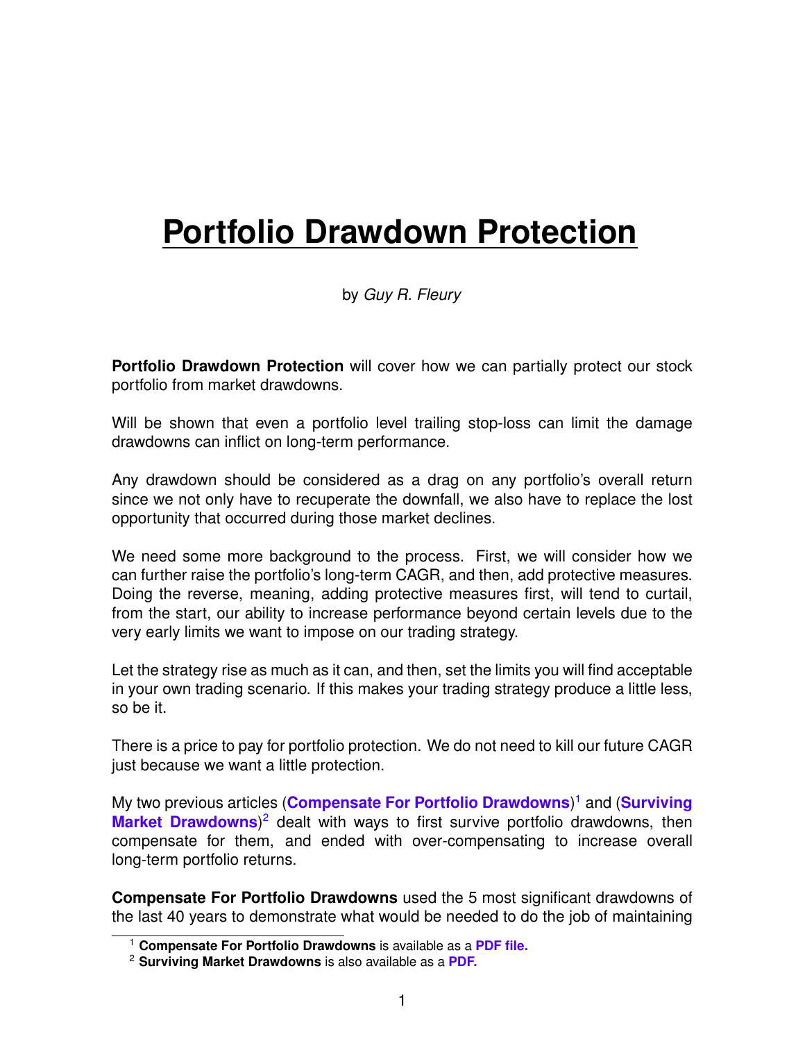# Portfolio Drawdown Protection

by *Guy R. Fleury*

**Portfolio Drawdown Protection** will cover how we can partially protect our stock portfolio from market drawdowns.

Will be shown that even a portfolio level trailing stop-loss can limit the damage drawdowns can inflict on long-term performance.

Any drawdown should be considered as a drag on any portfolio's overall return since we not only have to recuperate the downfall, we also have to replace the lost opportunity that occurred during those market declines.

We need some more background to the process. First, we will consider how we can further raise the portfolio's long-term CAGR, and then, add protective measures. Doing the reverse, meaning, adding protective measures first, will tend to curtail, from the start, our ability to increase performance beyond certain levels due to the very early limits we want to impose on our trading strategy.

Let the strategy rise as much as it can, and then, set the limits you will find acceptable in your own trading scenario. If this makes your trading strategy produce a little less, so be it.

There is a price to pay for portfolio protection. We do not need to kill our future CAGR just because we want a little protection.

My two previous articles (**Compensate For Portfolio Drawdowns**)[1] and (**Surviving Market Drawdowns**)[2] dealt with ways to first survive portfolio drawdowns, then compensate for them, and ended with over-compensating to increase overall long-term portfolio returns.

**Compensate For Portfolio Drawdowns** used the 5 most significant drawdowns of the last 40 years to demonstrate what would be needed to do the job of maintaining

[1] **Compensate For Portfolio Drawdowns** is available as a **PDF file.**

[2] **Surviving Market Drawdowns** is also available as a **PDF.**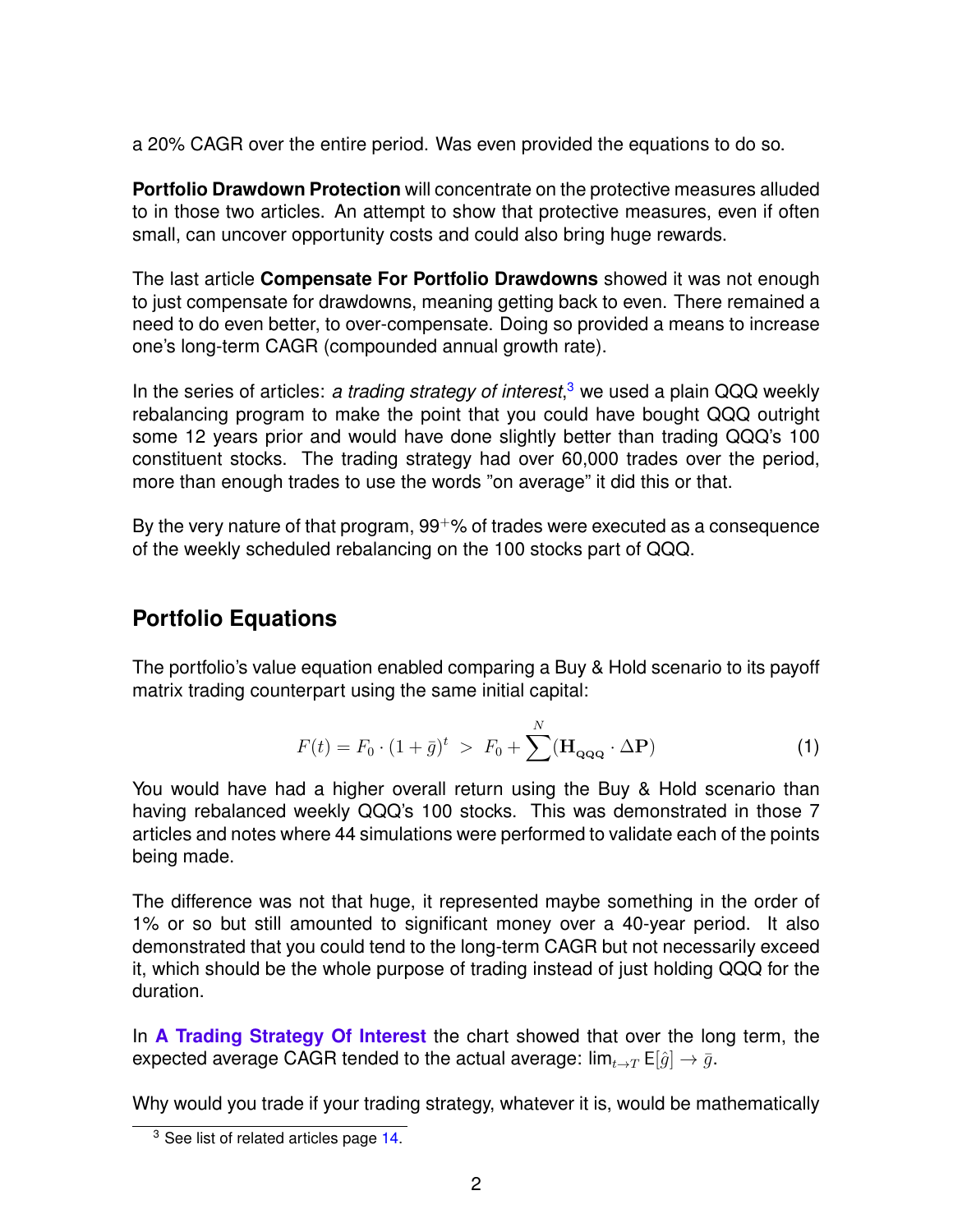a 20% CAGR over the entire period. Was even provided the equations to do so.

**Portfolio Drawdown Protection** will concentrate on the protective measures alluded to in those two articles. An attempt to show that protective measures, even if often small, can uncover opportunity costs and could also bring huge rewards.

The last article **Compensate For Portfolio Drawdowns** showed it was not enough to just compensate for drawdowns, meaning getting back to even. There remained a need to do even better, to over-compensate. Doing so provided a means to increase one's long-term CAGR (compounded annual growth rate).

In the series of articles: *a trading strategy of interest*,[3] we used a plain QQQ weekly rebalancing program to make the point that you could have bought QQQ outright some 12 years prior and would have done slightly better than trading QQQ's 100 constituent stocks. The trading strategy had over 60,000 trades over the period, more than enough trades to use the words "on average" it did this or that.

By the very nature of that program, $99^{+}$% of trades were executed as a consequence of the weekly scheduled rebalancing on the 100 stocks part of QQQ.

## Portfolio Equations

The portfolio's value equation enabled comparing a Buy & Hold scenario to its payoff matrix trading counterpart using the same initial capital:

$$F(t) = F_0 \cdot (1 + \bar{g})^t \; > \; F_0 + \sum^{N} (\mathbf{H}_{\mathbf{QQQ}} \cdot \Delta \mathbf{P}) \tag{1}$$

You would have had a higher overall return using the Buy & Hold scenario than having rebalanced weekly QQQ's 100 stocks. This was demonstrated in those 7 articles and notes where 44 simulations were performed to validate each of the points being made.

The difference was not that huge, it represented maybe something in the order of 1% or so but still amounted to significant money over a 40-year period. It also demonstrated that you could tend to the long-term CAGR but not necessarily exceed it, which should be the whole purpose of trading instead of just holding QQQ for the duration.

In **A Trading Strategy Of Interest** the chart showed that over the long term, the expected average CAGR tended to the actual average: $\lim_{t \to T} \mathsf{E}[\hat{g}] \to \bar{g}$.

Why would you trade if your trading strategy, whatever it is, would be mathematically

[3] See list of related articles page 14.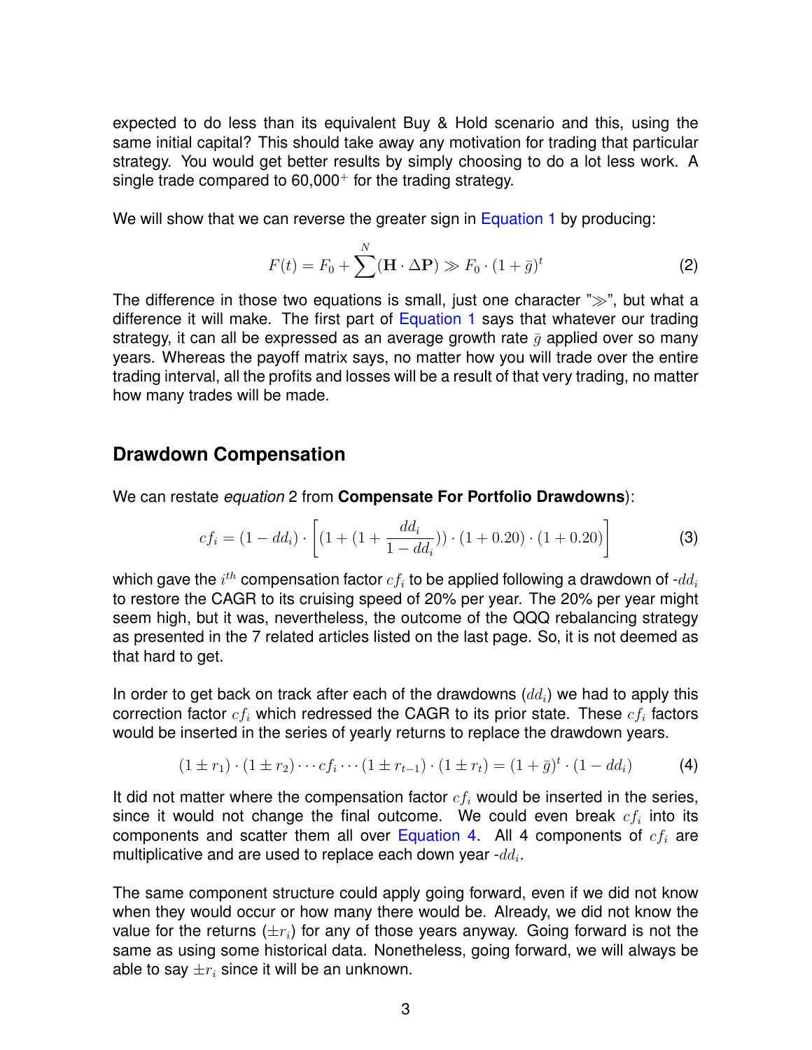expected to do less than its equivalent Buy & Hold scenario and this, using the same initial capital? This should take away any motivation for trading that particular strategy. You would get better results by simply choosing to do a lot less work. A single trade compared to 60,000$^{+}$ for the trading strategy.

We will show that we can reverse the greater sign in Equation 1 by producing:

$$F(t) = F_0 + \sum^{N}(\mathbf{H} \cdot \Delta\mathbf{P}) \gg F_0 \cdot (1 + \bar{g})^t \tag{2}$$

The difference in those two equations is small, just one character "$\gg$", but what a difference it will make. The first part of Equation 1 says that whatever our trading strategy, it can all be expressed as an average growth rate $\bar{g}$ applied over so many years. Whereas the payoff matrix says, no matter how you will trade over the entire trading interval, all the profits and losses will be a result of that very trading, no matter how many trades will be made.

## Drawdown Compensation

We can restate *equation* 2 from **Compensate For Portfolio Drawdowns**):

$$cf_i = (1 - dd_i) \cdot \left[ (1 + (1 + \frac{dd_i}{1 - dd_i})) \cdot (1 + 0.20) \cdot (1 + 0.20) \right] \tag{3}$$

which gave the $i^{th}$ compensation factor $cf_i$ to be applied following a drawdown of -$dd_i$ to restore the CAGR to its cruising speed of 20% per year. The 20% per year might seem high, but it was, nevertheless, the outcome of the QQQ rebalancing strategy as presented in the 7 related articles listed on the last page. So, it is not deemed as that hard to get.

In order to get back on track after each of the drawdowns ($dd_i$) we had to apply this correction factor $cf_i$ which redressed the CAGR to its prior state. These $cf_i$ factors would be inserted in the series of yearly returns to replace the drawdown years.

$$(1 \pm r_1) \cdot (1 \pm r_2) \cdots cf_i \cdots (1 \pm r_{t-1}) \cdot (1 \pm r_t) = (1 + \bar{g})^t \cdot (1 - dd_i) \tag{4}$$

It did not matter where the compensation factor $cf_i$ would be inserted in the series, since it would not change the final outcome. We could even break $cf_i$ into its components and scatter them all over Equation 4. All 4 components of $cf_i$ are multiplicative and are used to replace each down year -$dd_i$.

The same component structure could apply going forward, even if we did not know when they would occur or how many there would be. Already, we did not know the value for the returns ($\pm r_i$) for any of those years anyway. Going forward is not the same as using some historical data. Nonetheless, going forward, we will always be able to say $\pm r_i$ since it will be an unknown.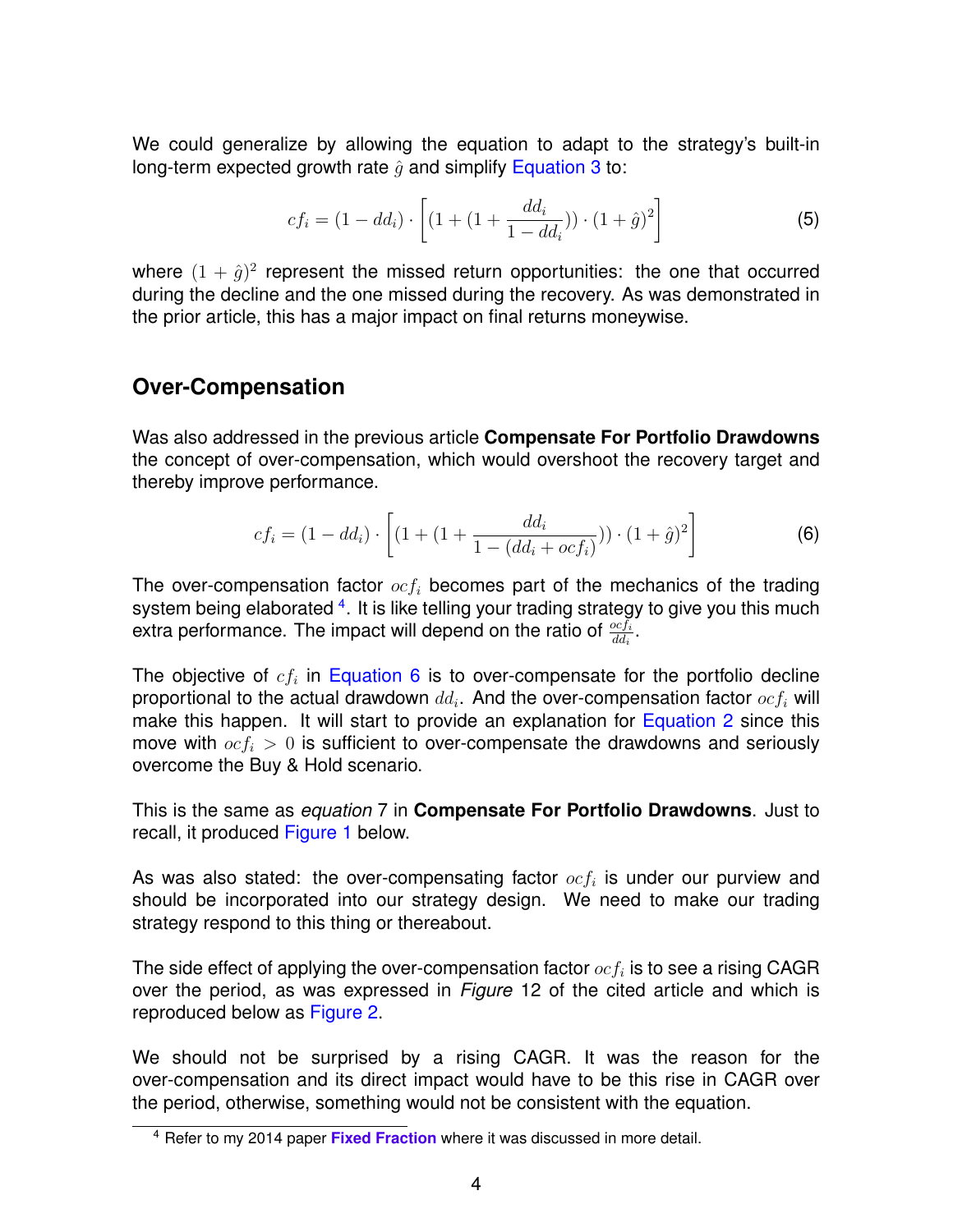We could generalize by allowing the equation to adapt to the strategy's built-in long-term expected growth rate $\hat{g}$ and simplify Equation 3 to:

$$cf_i = (1 - dd_i) \cdot \left[ (1 + (1 + \frac{dd_i}{1 - dd_i})) \cdot (1 + \hat{g})^2 \right] \tag{5}$$

where $(1 + \hat{g})^2$ represent the missed return opportunities: the one that occurred during the decline and the one missed during the recovery. As was demonstrated in the prior article, this has a major impact on final returns moneywise.

## Over-Compensation

Was also addressed in the previous article **Compensate For Portfolio Drawdowns** the concept of over-compensation, which would overshoot the recovery target and thereby improve performance.

$$cf_i = (1 - dd_i) \cdot \left[ (1 + (1 + \frac{dd_i}{1 - (dd_i + ocf_i)})) \cdot (1 + \hat{g})^2 \right] \tag{6}$$

The over-compensation factor $ocf_i$ becomes part of the mechanics of the trading system being elaborated [4]. It is like telling your trading strategy to give you this much extra performance. The impact will depend on the ratio of $\frac{ocf_i}{dd_i}$.

The objective of $cf_i$ in Equation 6 is to over-compensate for the portfolio decline proportional to the actual drawdown $dd_i$. And the over-compensation factor $ocf_i$ will make this happen. It will start to provide an explanation for Equation 2 since this move with $ocf_i > 0$ is sufficient to over-compensate the drawdowns and seriously overcome the Buy & Hold scenario.

This is the same as *equation* 7 in **Compensate For Portfolio Drawdowns**. Just to recall, it produced Figure 1 below.

As was also stated: the over-compensating factor $ocf_i$ is under our purview and should be incorporated into our strategy design. We need to make our trading strategy respond to this thing or thereabout.

The side effect of applying the over-compensation factor $ocf_i$ is to see a rising CAGR over the period, as was expressed in *Figure* 12 of the cited article and which is reproduced below as Figure 2.

We should not be surprised by a rising CAGR. It was the reason for the over-compensation and its direct impact would have to be this rise in CAGR over the period, otherwise, something would not be consistent with the equation.

[4] Refer to my 2014 paper **Fixed Fraction** where it was discussed in more detail.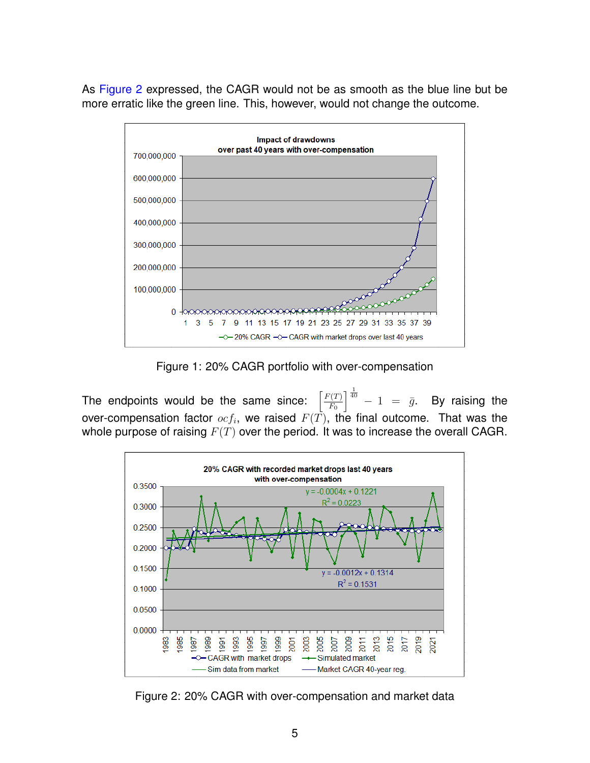As Figure 2 expressed, the CAGR would not be as smooth as the blue line but be more erratic like the green line. This, however, would not change the outcome.

Figure 1: 20% CAGR portfolio with over-compensation

The endpoints would be the same since: $\left[\frac{F(T)}{F_0}\right]^{\frac{1}{40}} - 1 = \bar{g}$. By raising the over-compensation factor $ocf_i$, we raised $F(T)$, the final outcome. That was the whole purpose of raising $F(T)$ over the period. It was to increase the overall CAGR.

Figure 2: 20% CAGR with over-compensation and market data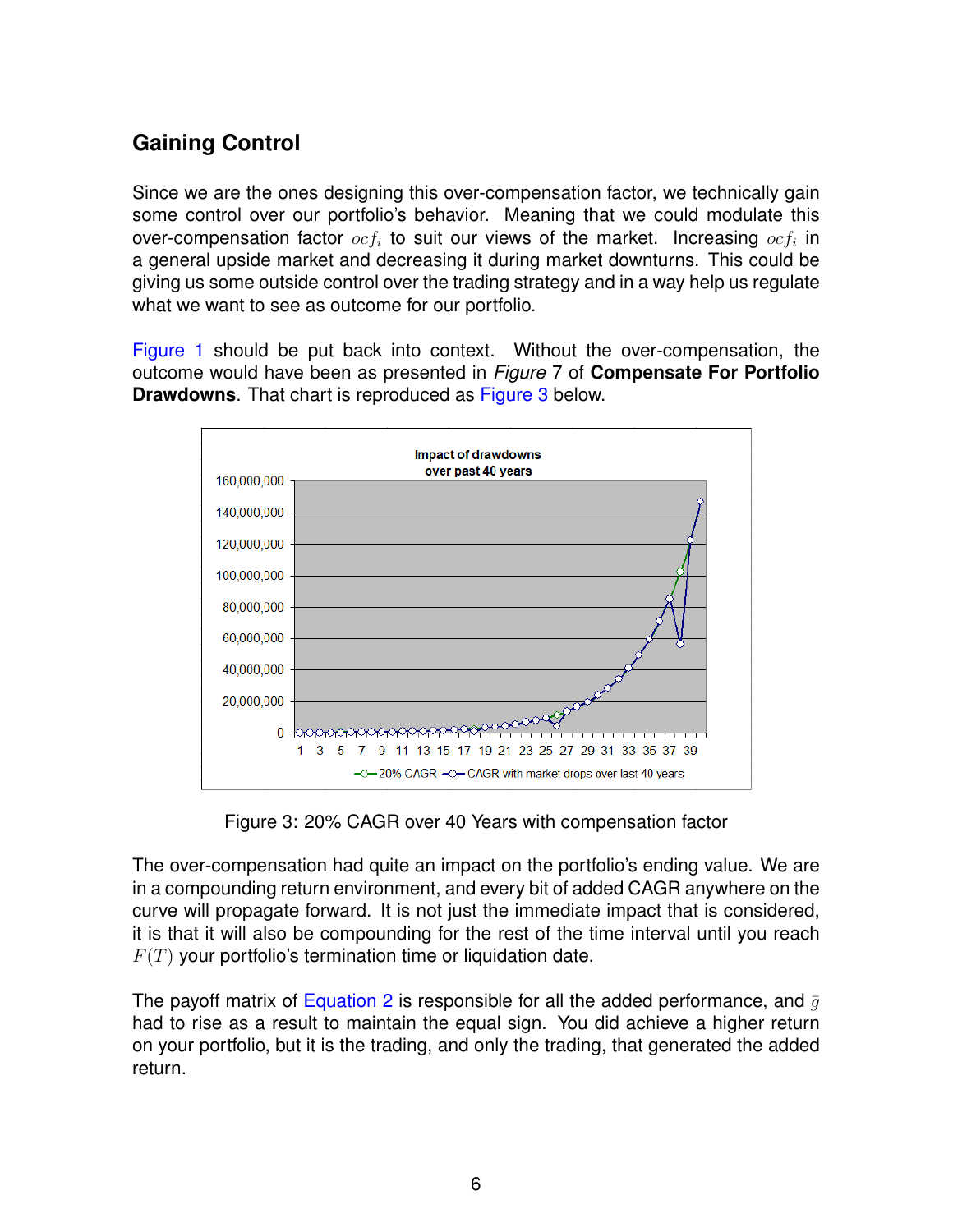## Gaining Control

Since we are the ones designing this over-compensation factor, we technically gain some control over our portfolio's behavior. Meaning that we could modulate this over-compensation factor $ocf_i$ to suit our views of the market. Increasing $ocf_i$ in a general upside market and decreasing it during market downturns. This could be giving us some outside control over the trading strategy and in a way help us regulate what we want to see as outcome for our portfolio.

Figure 1 should be put back into context. Without the over-compensation, the outcome would have been as presented in *Figure* 7 of **Compensate For Portfolio Drawdowns**. That chart is reproduced as Figure 3 below.

Figure 3: 20% CAGR over 40 Years with compensation factor

The over-compensation had quite an impact on the portfolio's ending value. We are in a compounding return environment, and every bit of added CAGR anywhere on the curve will propagate forward. It is not just the immediate impact that is considered, it is that it will also be compounding for the rest of the time interval until you reach $F(T)$ your portfolio's termination time or liquidation date.

The payoff matrix of Equation 2 is responsible for all the added performance, and $\bar{g}$ had to rise as a result to maintain the equal sign. You did achieve a higher return on your portfolio, but it is the trading, and only the trading, that generated the added return.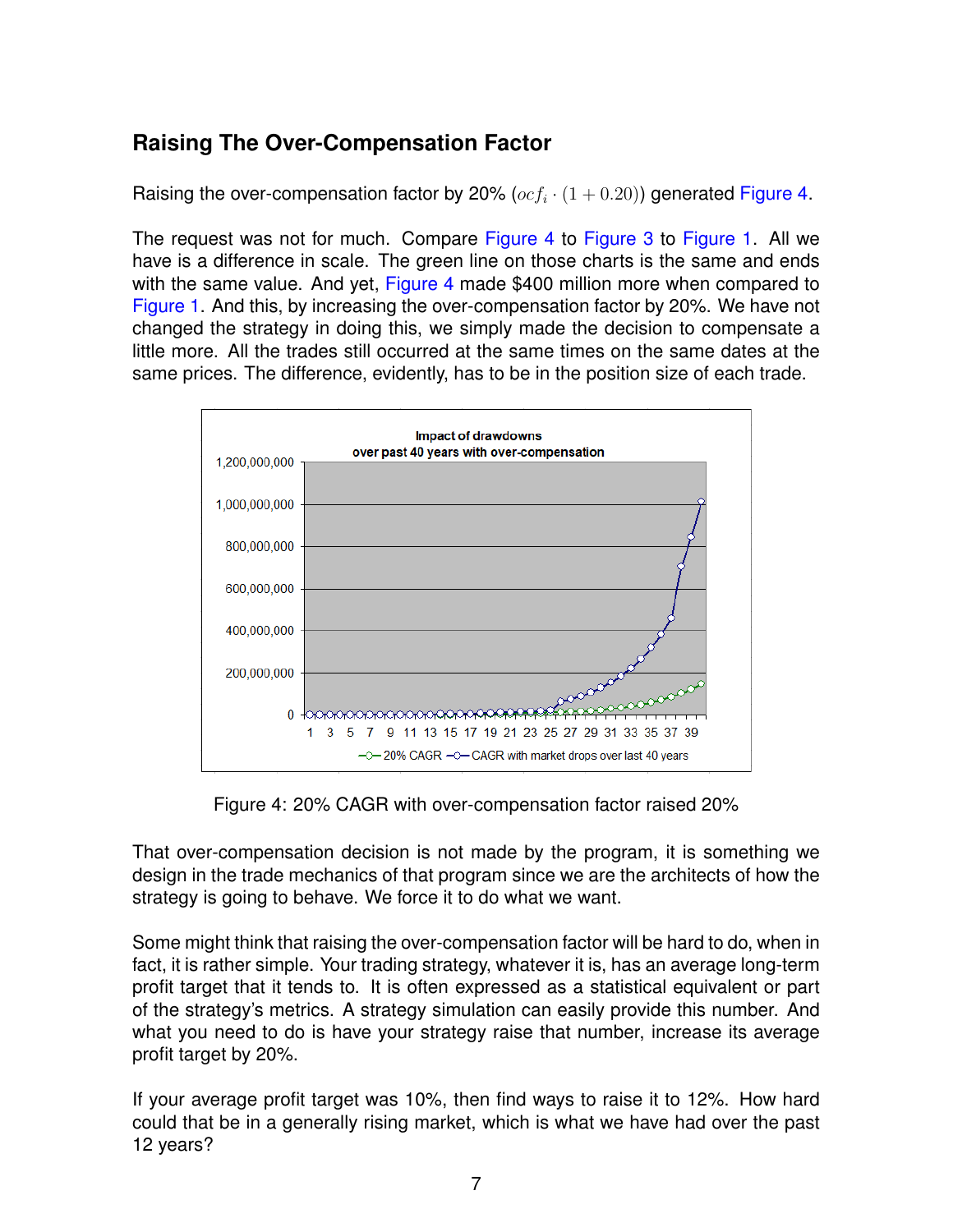## Raising The Over-Compensation Factor

Raising the over-compensation factor by 20% ($ocf_i \cdot (1 + 0.20)$) generated Figure 4.

The request was not for much. Compare Figure 4 to Figure 3 to Figure 1. All we have is a difference in scale. The green line on those charts is the same and ends with the same value. And yet, Figure 4 made $400 million more when compared to Figure 1. And this, by increasing the over-compensation factor by 20%. We have not changed the strategy in doing this, we simply made the decision to compensate a little more. All the trades still occurred at the same times on the same dates at the same prices. The difference, evidently, has to be in the position size of each trade.

Figure 4: 20% CAGR with over-compensation factor raised 20%

That over-compensation decision is not made by the program, it is something we design in the trade mechanics of that program since we are the architects of how the strategy is going to behave. We force it to do what we want.

Some might think that raising the over-compensation factor will be hard to do, when in fact, it is rather simple. Your trading strategy, whatever it is, has an average long-term profit target that it tends to. It is often expressed as a statistical equivalent or part of the strategy's metrics. A strategy simulation can easily provide this number. And what you need to do is have your strategy raise that number, increase its average profit target by 20%.

If your average profit target was 10%, then find ways to raise it to 12%. How hard could that be in a generally rising market, which is what we have had over the past 12 years?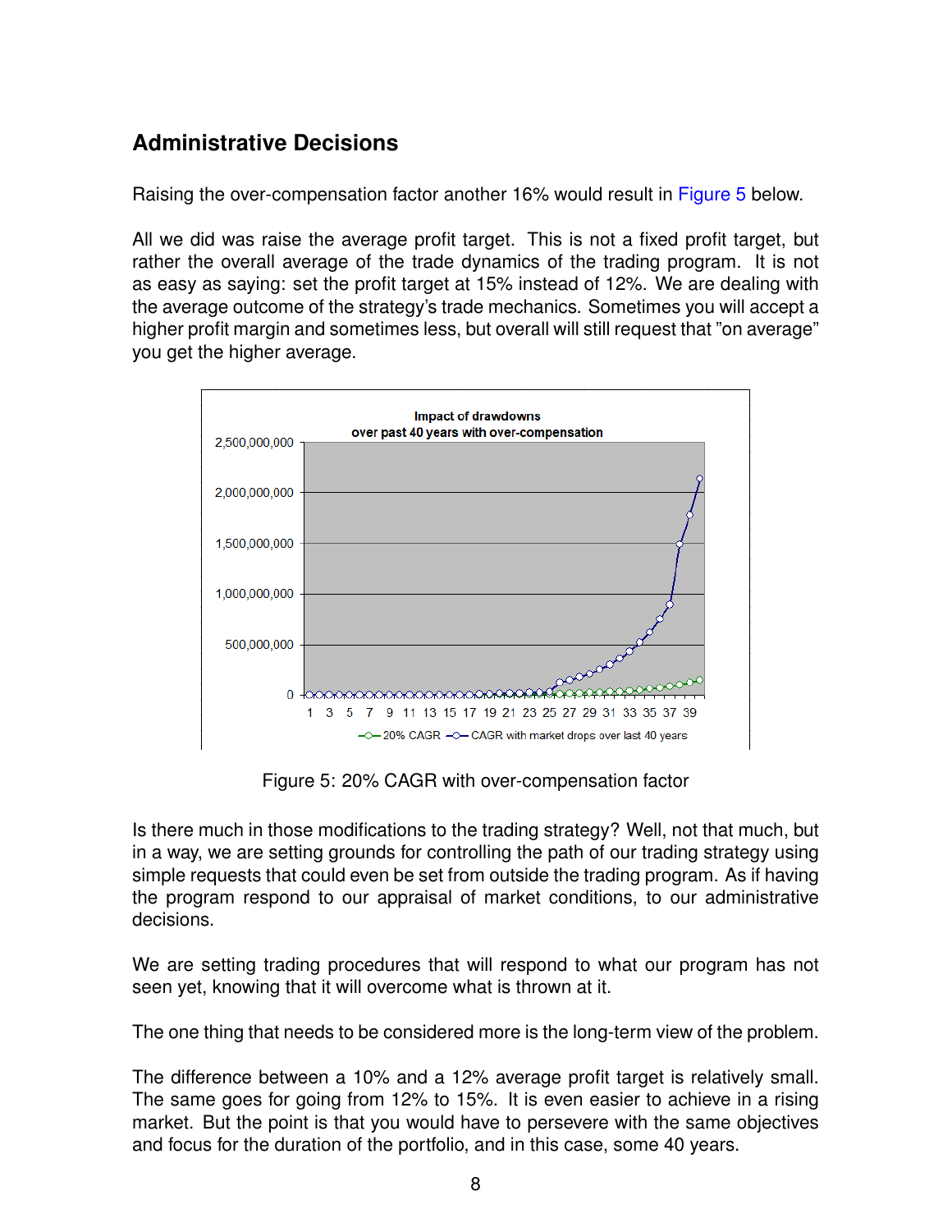## Administrative Decisions

Raising the over-compensation factor another 16% would result in Figure 5 below.

All we did was raise the average profit target. This is not a fixed profit target, but rather the overall average of the trade dynamics of the trading program. It is not as easy as saying: set the profit target at 15% instead of 12%. We are dealing with the average outcome of the strategy's trade mechanics. Sometimes you will accept a higher profit margin and sometimes less, but overall will still request that "on average" you get the higher average.

Figure 5: 20% CAGR with over-compensation factor

Is there much in those modifications to the trading strategy? Well, not that much, but in a way, we are setting grounds for controlling the path of our trading strategy using simple requests that could even be set from outside the trading program. As if having the program respond to our appraisal of market conditions, to our administrative decisions.

We are setting trading procedures that will respond to what our program has not seen yet, knowing that it will overcome what is thrown at it.

The one thing that needs to be considered more is the long-term view of the problem.

The difference between a 10% and a 12% average profit target is relatively small. The same goes for going from 12% to 15%. It is even easier to achieve in a rising market. But the point is that you would have to persevere with the same objectives and focus for the duration of the portfolio, and in this case, some 40 years.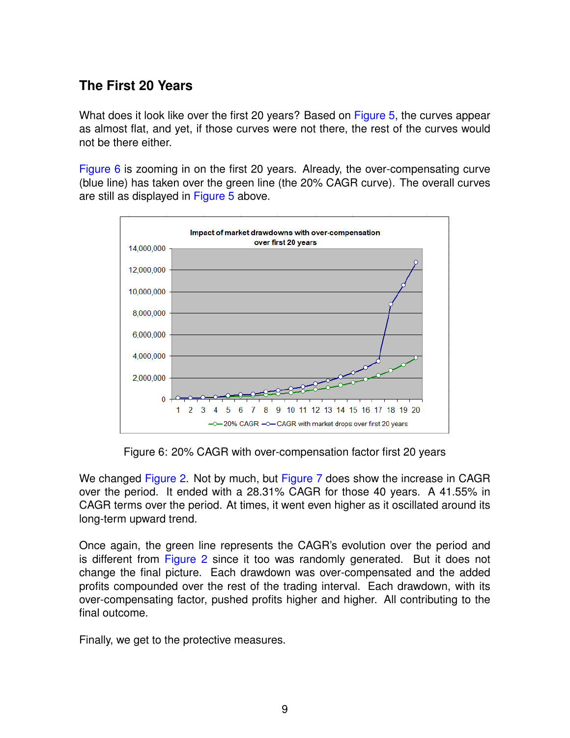## The First 20 Years

What does it look like over the first 20 years? Based on Figure 5, the curves appear as almost flat, and yet, if those curves were not there, the rest of the curves would not be there either.

Figure 6 is zooming in on the first 20 years. Already, the over-compensating curve (blue line) has taken over the green line (the 20% CAGR curve). The overall curves are still as displayed in Figure 5 above.

Figure 6: 20% CAGR with over-compensation factor first 20 years

We changed Figure 2. Not by much, but Figure 7 does show the increase in CAGR over the period. It ended with a 28.31% CAGR for those 40 years. A 41.55% in CAGR terms over the period. At times, it went even higher as it oscillated around its long-term upward trend.

Once again, the green line represents the CAGR's evolution over the period and is different from Figure 2 since it too was randomly generated. But it does not change the final picture. Each drawdown was over-compensated and the added profits compounded over the rest of the trading interval. Each drawdown, with its over-compensating factor, pushed profits higher and higher. All contributing to the final outcome.

Finally, we get to the protective measures.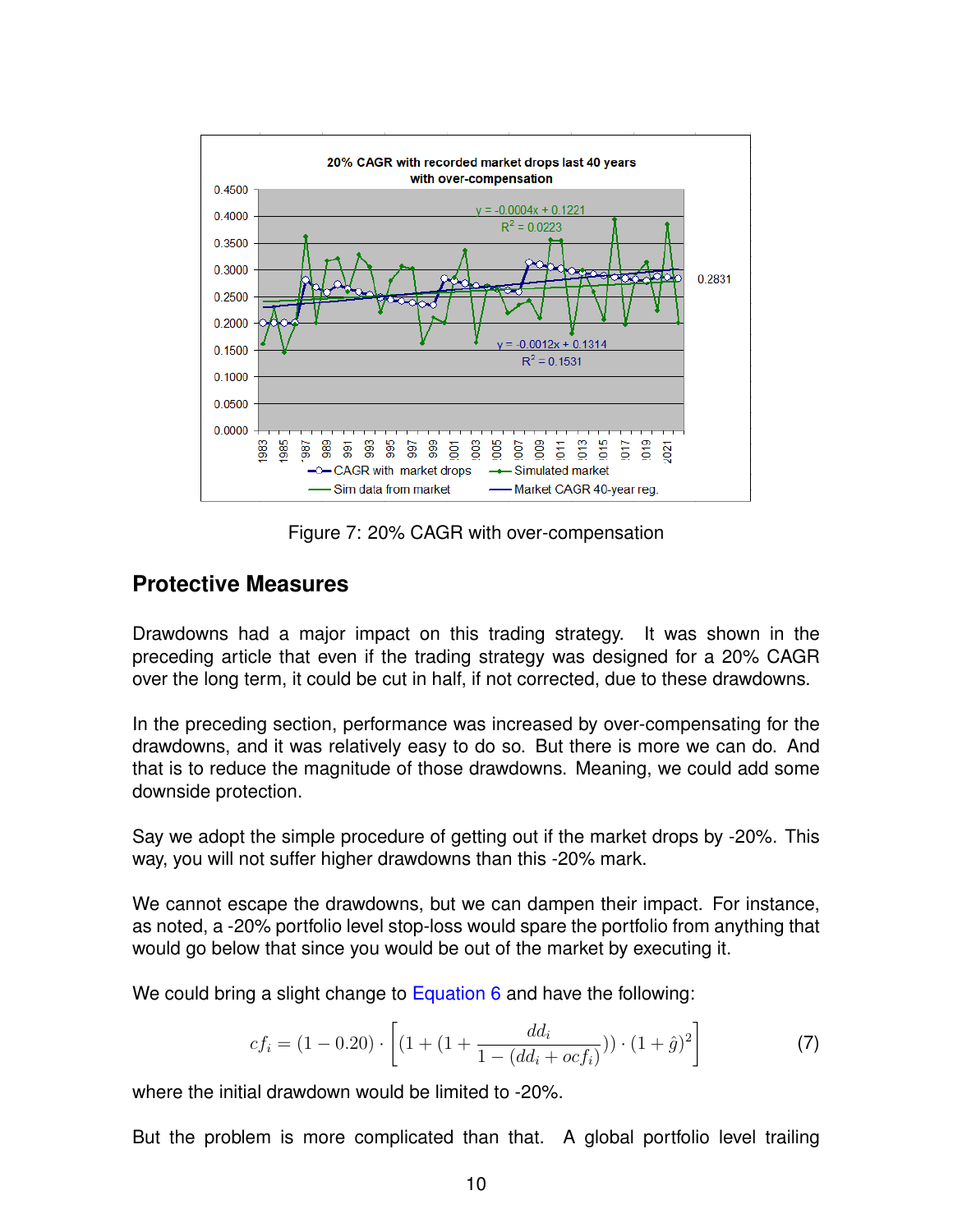Figure 7: 20% CAGR with over-compensation

## Protective Measures

Drawdowns had a major impact on this trading strategy. It was shown in the preceding article that even if the trading strategy was designed for a 20% CAGR over the long term, it could be cut in half, if not corrected, due to these drawdowns.

In the preceding section, performance was increased by over-compensating for the drawdowns, and it was relatively easy to do so. But there is more we can do. And that is to reduce the magnitude of those drawdowns. Meaning, we could add some downside protection.

Say we adopt the simple procedure of getting out if the market drops by -20%. This way, you will not suffer higher drawdowns than this -20% mark.

We cannot escape the drawdowns, but we can dampen their impact. For instance, as noted, a -20% portfolio level stop-loss would spare the portfolio from anything that would go below that since you would be out of the market by executing it.

We could bring a slight change to Equation 6 and have the following:

$$cf_i = (1 - 0.20) \cdot \left[ (1 + (1 + \frac{dd_i}{1 - (dd_i + ocf_i)})) \cdot (1 + \hat{g})^2 \right] \tag{7}$$

where the initial drawdown would be limited to -20%.

But the problem is more complicated than that. A global portfolio level trailing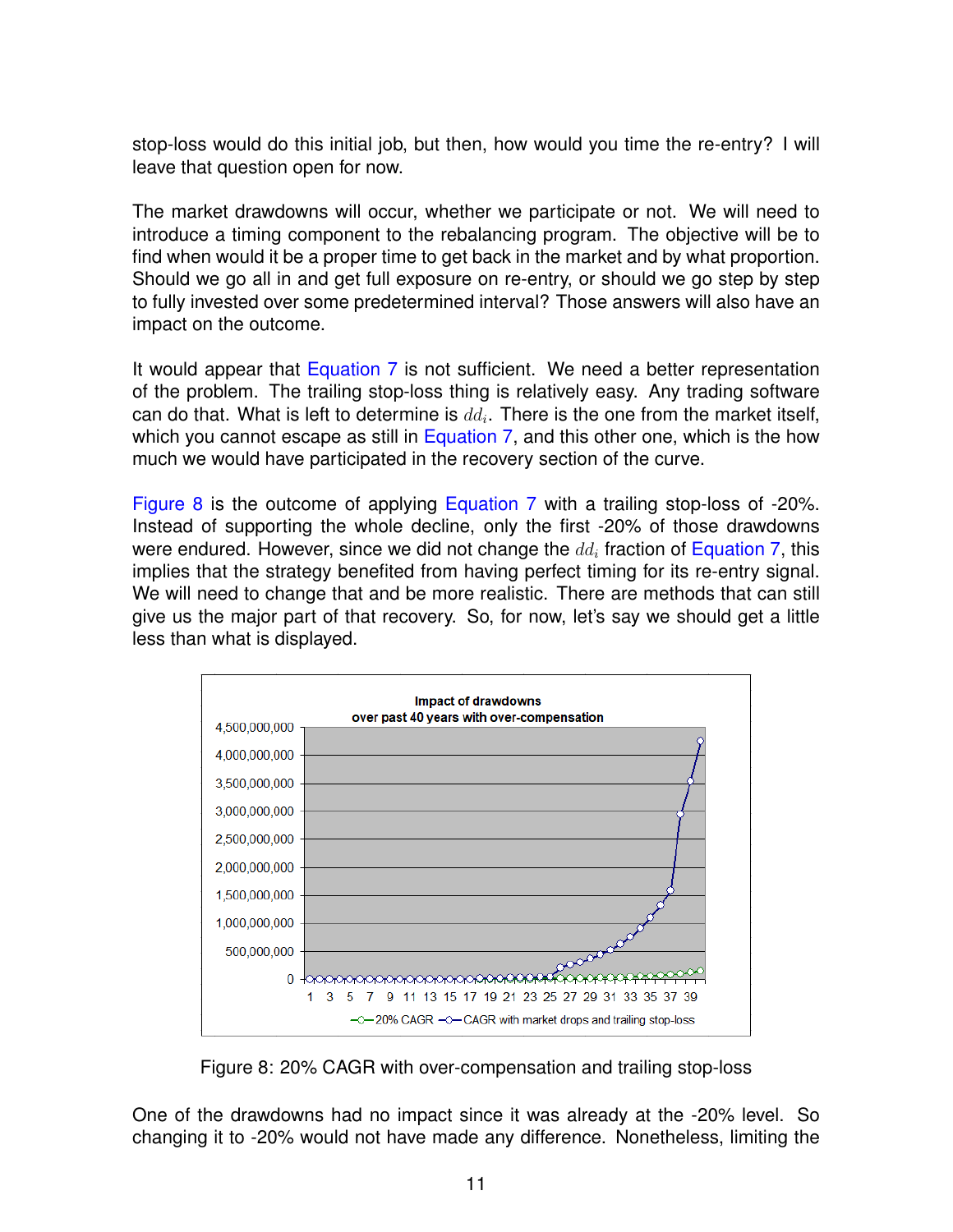stop-loss would do this initial job, but then, how would you time the re-entry? I will leave that question open for now.

The market drawdowns will occur, whether we participate or not. We will need to introduce a timing component to the rebalancing program. The objective will be to find when would it be a proper time to get back in the market and by what proportion. Should we go all in and get full exposure on re-entry, or should we go step by step to fully invested over some predetermined interval? Those answers will also have an impact on the outcome.

It would appear that Equation 7 is not sufficient. We need a better representation of the problem. The trailing stop-loss thing is relatively easy. Any trading software can do that. What is left to determine is $dd_i$. There is the one from the market itself, which you cannot escape as still in Equation 7, and this other one, which is the how much we would have participated in the recovery section of the curve.

Figure 8 is the outcome of applying Equation 7 with a trailing stop-loss of -20%. Instead of supporting the whole decline, only the first -20% of those drawdowns were endured. However, since we did not change the $dd_i$ fraction of Equation 7, this implies that the strategy benefited from having perfect timing for its re-entry signal. We will need to change that and be more realistic. There are methods that can still give us the major part of that recovery. So, for now, let's say we should get a little less than what is displayed.

Figure 8: 20% CAGR with over-compensation and trailing stop-loss

One of the drawdowns had no impact since it was already at the -20% level. So changing it to -20% would not have made any difference. Nonetheless, limiting the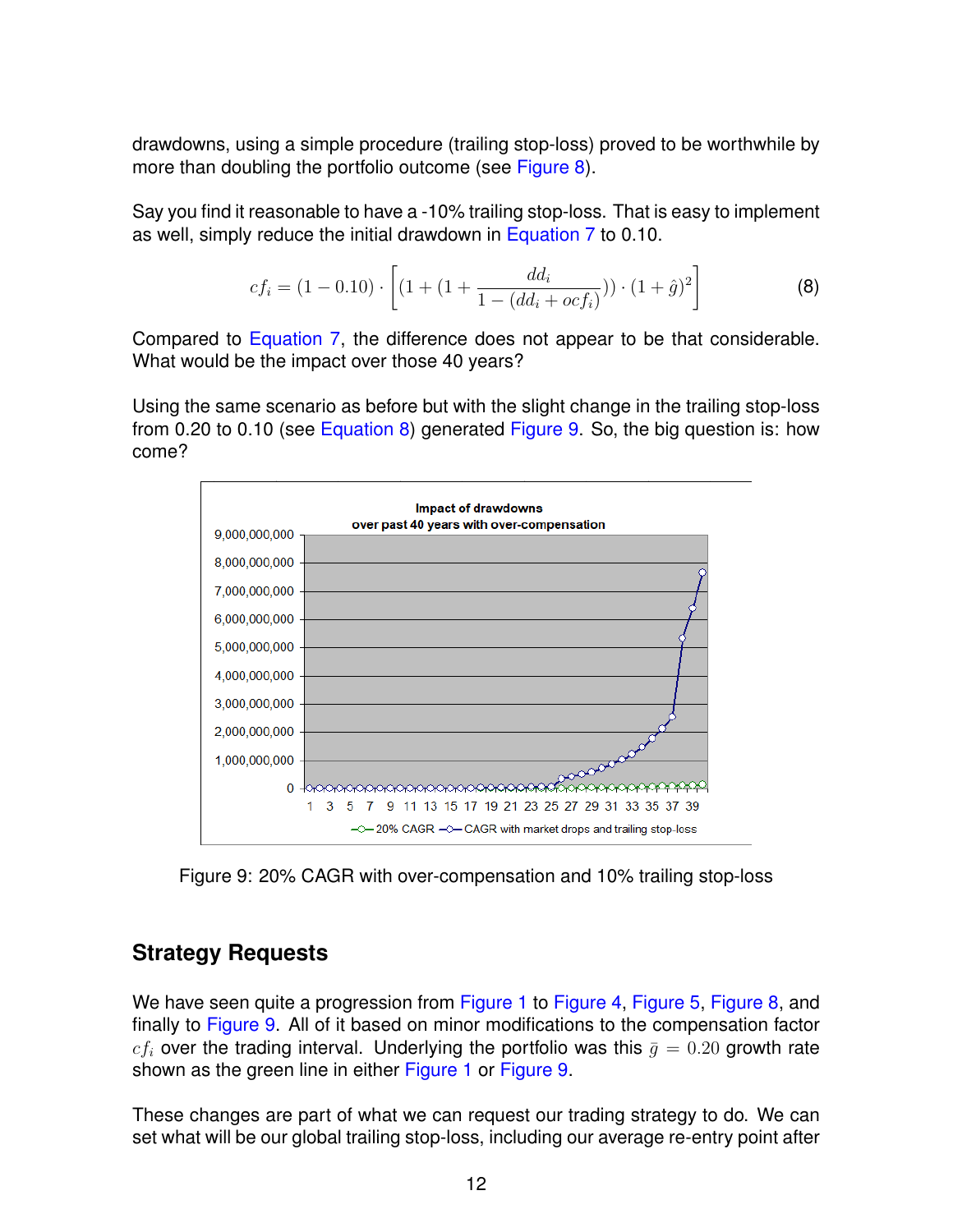drawdowns, using a simple procedure (trailing stop-loss) proved to be worthwhile by more than doubling the portfolio outcome (see Figure 8).

Say you find it reasonable to have a -10% trailing stop-loss. That is easy to implement as well, simply reduce the initial drawdown in Equation 7 to 0.10.

$$cf_i = (1 - 0.10) \cdot \left[ (1 + (1 + \frac{dd_i}{1 - (dd_i + ocf_i)})) \cdot (1 + \hat{g})^2 \right] \tag{8}$$

Compared to Equation 7, the difference does not appear to be that considerable. What would be the impact over those 40 years?

Using the same scenario as before but with the slight change in the trailing stop-loss from 0.20 to 0.10 (see Equation 8) generated Figure 9. So, the big question is: how come?

Figure 9: 20% CAGR with over-compensation and 10% trailing stop-loss

## Strategy Requests

We have seen quite a progression from Figure 1 to Figure 4, Figure 5, Figure 8, and finally to Figure 9. All of it based on minor modifications to the compensation factor $cf_i$ over the trading interval. Underlying the portfolio was this $\bar{g} = 0.20$ growth rate shown as the green line in either Figure 1 or Figure 9.

These changes are part of what we can request our trading strategy to do. We can set what will be our global trailing stop-loss, including our average re-entry point after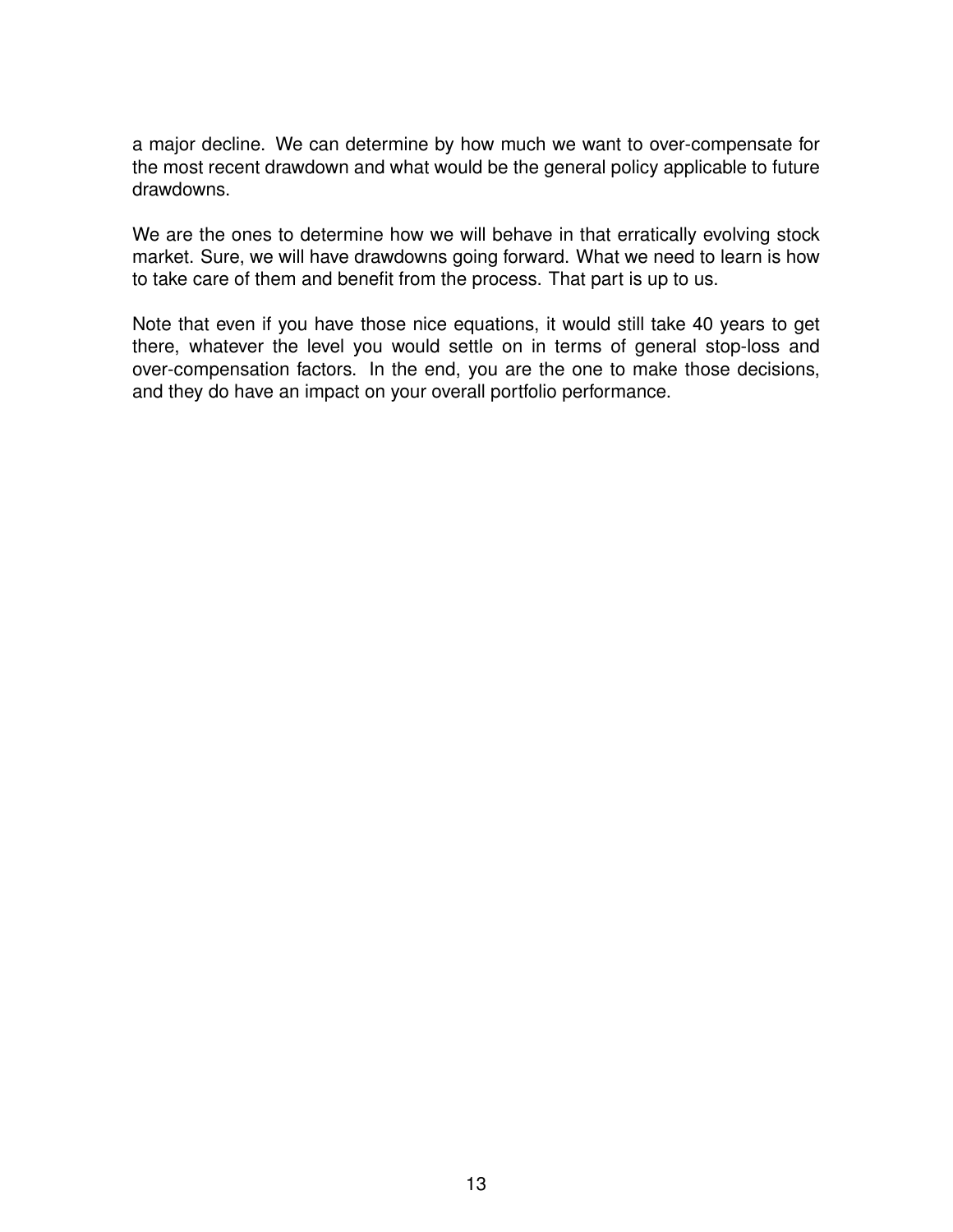a major decline. We can determine by how much we want to over-compensate for the most recent drawdown and what would be the general policy applicable to future drawdowns.

We are the ones to determine how we will behave in that erratically evolving stock market. Sure, we will have drawdowns going forward. What we need to learn is how to take care of them and benefit from the process. That part is up to us.

Note that even if you have those nice equations, it would still take 40 years to get there, whatever the level you would settle on in terms of general stop-loss and over-compensation factors. In the end, you are the one to make those decisions, and they do have an impact on your overall portfolio performance.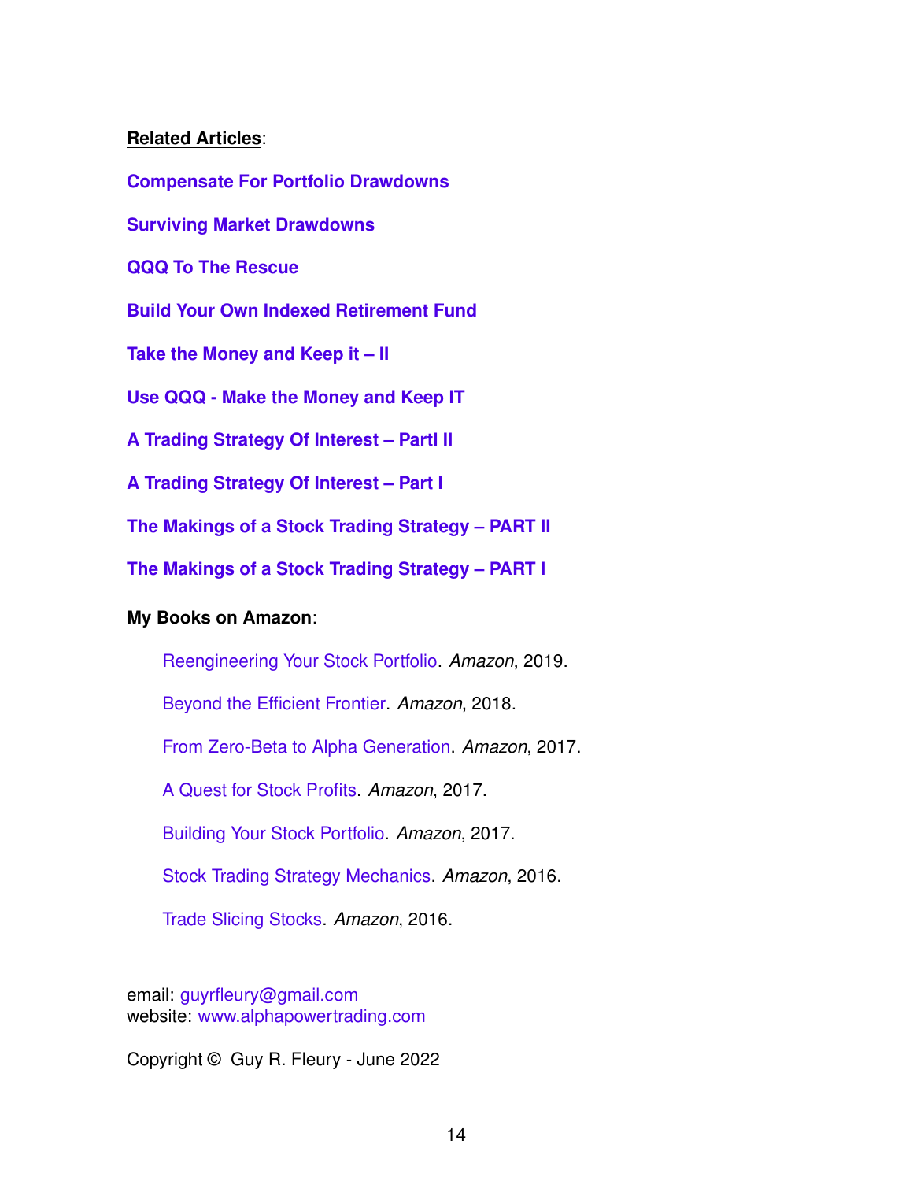**Related Articles**:

**Compensate For Portfolio Drawdowns**

**Surviving Market Drawdowns**

**QQQ To The Rescue**

**Build Your Own Indexed Retirement Fund**

**Take the Money and Keep it – II**

**Use QQQ - Make the Money and Keep IT**

**A Trading Strategy Of Interest – PartI II**

**A Trading Strategy Of Interest – Part I**

**The Makings of a Stock Trading Strategy – PART II**

**The Makings of a Stock Trading Strategy – PART I**

**My Books on Amazon**:

Reengineering Your Stock Portfolio. *Amazon*, 2019.

Beyond the Efficient Frontier. *Amazon*, 2018.

From Zero-Beta to Alpha Generation. *Amazon*, 2017.

A Quest for Stock Profits. *Amazon*, 2017.

Building Your Stock Portfolio. *Amazon*, 2017.

Stock Trading Strategy Mechanics. *Amazon*, 2016.

Trade Slicing Stocks. *Amazon*, 2016.

email: guyrfleury@gmail.com
website: www.alphapowertrading.com

Copyright © Guy R. Fleury - June 2022